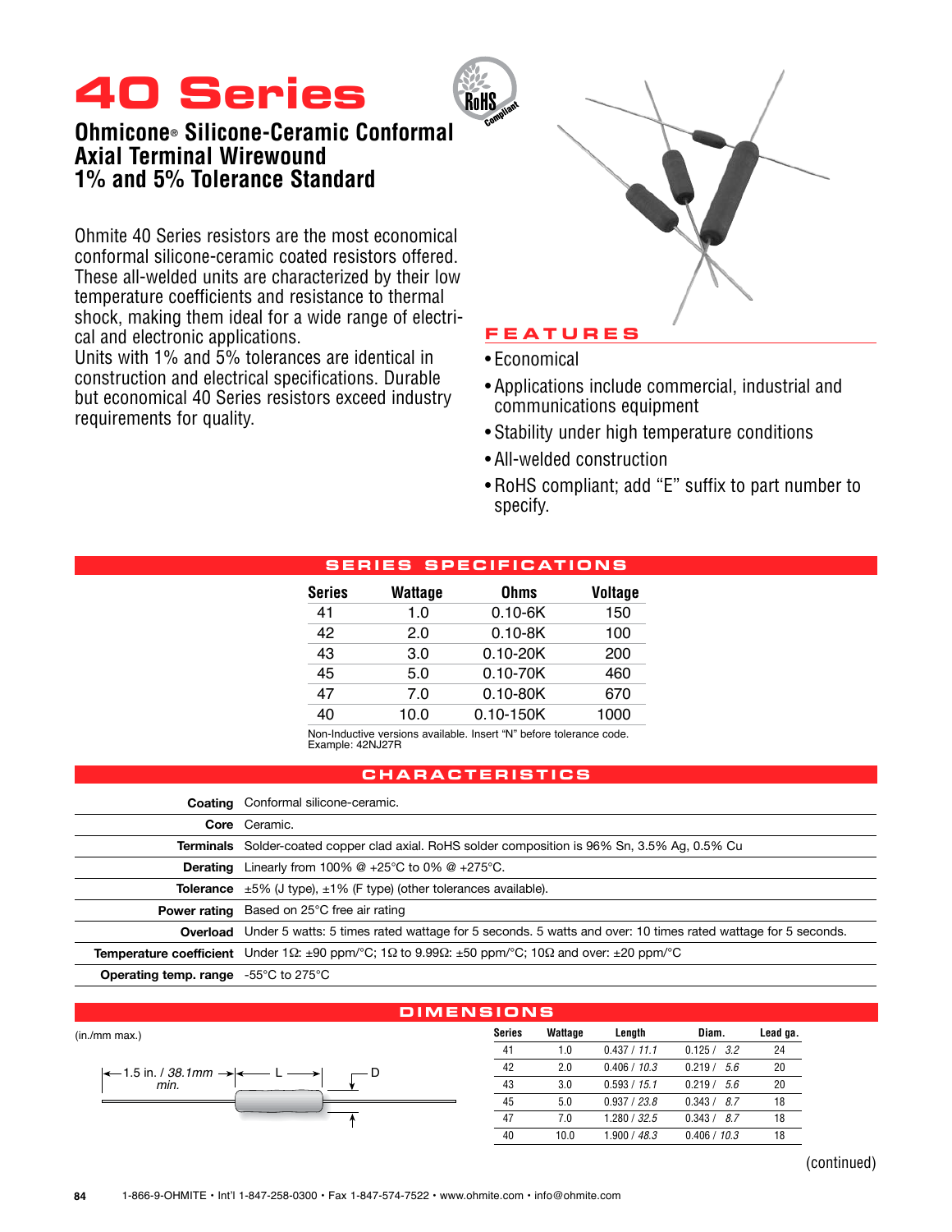# 40 Series

## Ohmicone® Silicone-Ceramic Conformal Axial Terminal Wirewound 1% and 5% Tolerance Standard

RoHS Compliant

Ohmite 40 Series resistors are the most economical conformal silicone-ceramic coated resistors offered. These all-welded units are characterized by their low temperature coefficients and resistance to thermal shock, making them ideal for a wide range of electrical and electronic applications.

Units with 1% and 5% tolerances are identical in construction and electrical specifications. Durable but economical 40 Series resistors exceed industry requirements for quality.

### FEATURES

- Economical
- Applications include commercial, industrial and communications equipment
- Stability under high temperature conditions
- All-welded construction
- RoHS compliant; add "E" suffix to part number to specify.

### SERIES SPECIFICATIONS

| Series | Wattage | Ohms | Voltage |
|---|---|---|---|
| 41 | 1.0 | 0.10-6K | 150 |
| 42 | 2.0 | 0.10-8K | 100 |
| 43 | 3.0 | 0.10-20K | 200 |
| 45 | 5.0 | 0.10-70K | 460 |
| 47 | 7.0 | 0.10-80K | 670 |
| 40 | 10.0 | 0.10-150K | 1000 |

Non-Inductive versions available. Insert "N" before tolerance code.
Example: 42NJ27R

### CHARACTERISTICS

| | |
|---|---|
| **Coating** | Conformal silicone-ceramic. |
| **Core** | Ceramic. |
| **Terminals** | Solder-coated copper clad axial. RoHS solder composition is 96% Sn, 3.5% Ag, 0.5% Cu |
| **Derating** | Linearly from 100% @ +25°C to 0% @ +275°C. |
| **Tolerance** | ±5% (J type), ±1% (F type) (other tolerances available). |
| **Power rating** | Based on 25°C free air rating |
| **Overload** | Under 5 watts: 5 times rated wattage for 5 seconds. 5 watts and over: 10 times rated wattage for 5 seconds. |
| **Temperature coefficient** | Under 1Ω: ±90 ppm/°C; 1Ω to 9.99Ω: ±50 ppm/°C; 10Ω and over: ±20 ppm/°C |
| **Operating temp. range** | -55°C to 275°C |

### DIMENSIONS

(in./mm max.)

1.5 in. / *38.1mm* min. — L — D

| Series | Wattage | Length | Diam. | Lead ga. |
|---|---|---|---|---|
| 41 | 1.0 | 0.437 / *11.1* | 0.125 / *3.2* | 24 |
| 42 | 2.0 | 0.406 / *10.3* | 0.219 / *5.6* | 20 |
| 43 | 3.0 | 0.593 / *15.1* | 0.219 / *5.6* | 20 |
| 45 | 5.0 | 0.937 / *23.8* | 0.343 / *8.7* | 18 |
| 47 | 7.0 | 1.280 / *32.5* | 0.343 / *8.7* | 18 |
| 40 | 10.0 | 1.900 / *48.3* | 0.406 / *10.3* | 18 |

(continued)

1-866-9-OHMITE • Int'l 1-847-258-0300 • Fax 1-847-574-7522 • www.ohmite.com • info@ohmite.com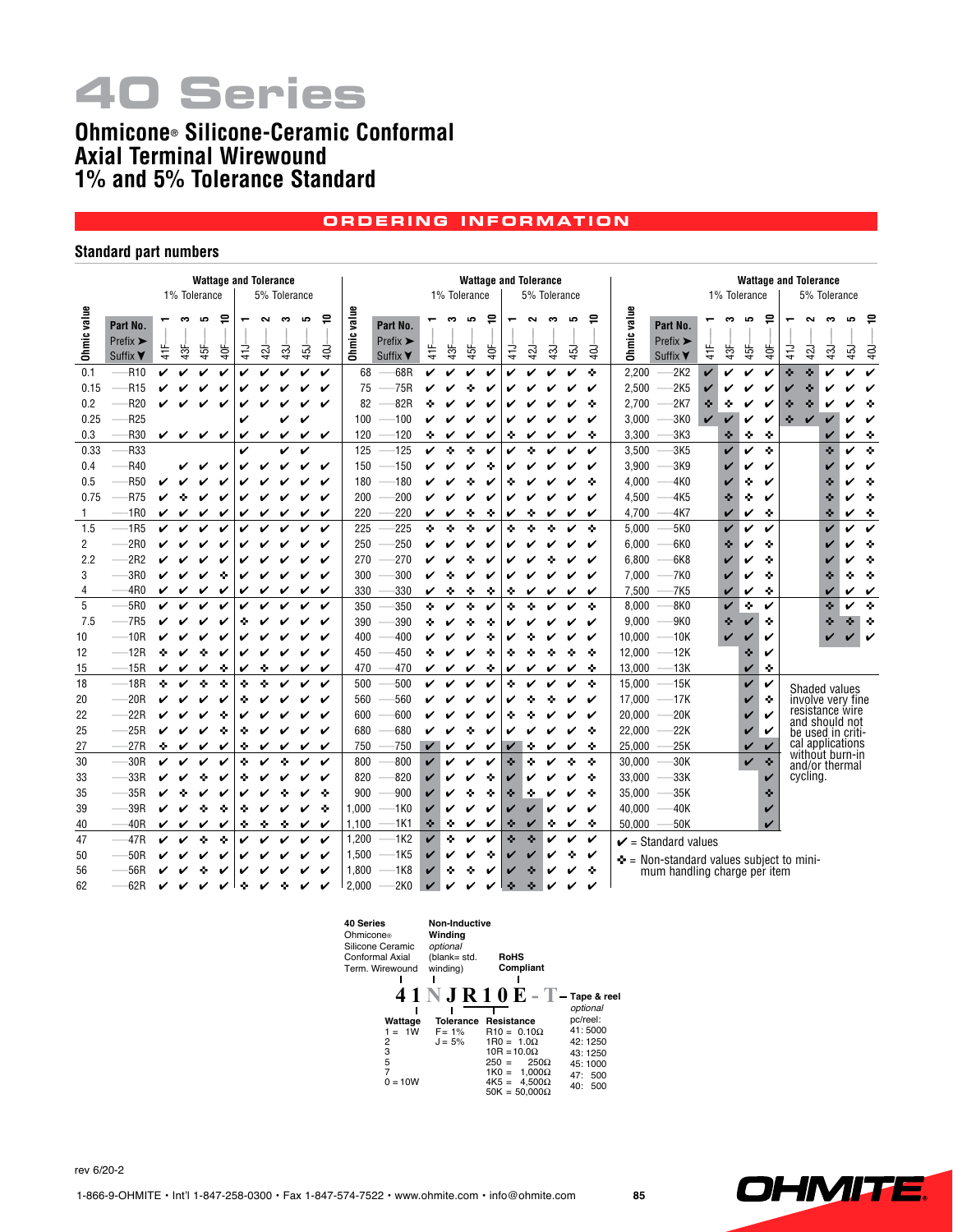# 40 Series

## Ohmicone® Silicone-Ceramic Conformal Axial Terminal Wirewound 1% and 5% Tolerance Standard

### ORDERING INFORMATION

#### Standard part numbers

| Ohmic value | Part No. Prefix ➤ Suffix ▼ | 1% Tolerance 1 41F— | 1% Tolerance 3 43F— | 1% Tolerance 5 45F— | 1% Tolerance 10 40F— | 5% Tolerance 1 41J— | 5% Tolerance 2 42J— | 5% Tolerance 3 43J— | 5% Tolerance 5 45J— | 5% Tolerance 10 40J— |
|---|---|---|---|---|---|---|---|---|---|---|
| 0.1 | —R10 | ✔ | ✔ | ✔ | ✔ | ✔ | ✔ | ✔ | ✔ | ✔ |
| 0.15 | —R15 | ✔ | ✔ | ✔ | ✔ | ✔ | ✔ | ✔ | ✔ | ✔ |
| 0.2 | —R20 | ✔ | ✔ | ✔ | ✔ | ✔ | ✔ | ✔ | ✔ | ✔ |
| 0.25 | —R25 | | | | | ✔ | | ✔ | ✔ | |
| 0.3 | —R30 | ✔ | ✔ | ✔ | ✔ | ✔ | ✔ | ✔ | ✔ | ✔ |
| 0.33 | —R33 | | | | | ✔ | | ✔ | ✔ | |
| 0.4 | —R40 | | ✔ | ✔ | ✔ | ✔ | ✔ | ✔ | ✔ | ✔ |
| 0.5 | —R50 | ✔ | ✔ | ✔ | ✔ | ✔ | ✔ | ✔ | ✔ | ✔ |
| 0.75 | —R75 | ✔ | ✤ | ✔ | ✔ | ✔ | ✔ | ✔ | ✔ | ✔ |
| 1 | —1R0 | ✔ | ✔ | ✔ | ✔ | ✔ | ✔ | ✔ | ✔ | ✔ |
| 1.5 | —1R5 | ✔ | ✔ | ✔ | ✔ | ✔ | ✔ | ✔ | ✔ | ✔ |
| 2 | —2R0 | ✔ | ✔ | ✔ | ✔ | ✔ | ✔ | ✔ | ✔ | ✔ |
| 2.2 | —2R2 | ✔ | ✔ | ✔ | ✔ | ✔ | ✔ | ✔ | ✔ | ✔ |
| 3 | —3R0 | ✔ | ✔ | ✔ | ✤ | ✔ | ✔ | ✔ | ✔ | ✔ |
| 4 | —4R0 | ✔ | ✔ | ✔ | ✔ | ✔ | ✔ | ✔ | ✔ | ✔ |
| 5 | —5R0 | ✔ | ✔ | ✔ | ✔ | ✔ | ✔ | ✔ | ✔ | ✔ |
| 7.5 | —7R5 | ✔ | ✔ | ✔ | ✔ | ✤ | ✔ | ✔ | ✔ | ✔ |
| 10 | —10R | ✔ | ✔ | ✔ | ✔ | ✔ | ✔ | ✔ | ✔ | ✔ |
| 12 | —12R | ✤ | ✔ | ✤ | ✔ | ✔ | ✔ | ✔ | ✔ | ✔ |
| 15 | —15R | ✔ | ✔ | ✔ | ✤ | ✔ | ✤ | ✔ | ✔ | ✔ |
| 18 | —18R | ✤ | ✔ | ✤ | ✤ | ✤ | ✤ | ✔ | ✔ | ✔ |
| 20 | —20R | ✔ | ✔ | ✔ | ✔ | ✤ | ✔ | ✔ | ✔ | ✔ |
| 22 | —22R | ✔ | ✔ | ✔ | ✤ | ✔ | ✔ | ✔ | ✔ | ✔ |
| 25 | —25R | ✔ | ✔ | ✔ | ✤ | ✤ | ✔ | ✔ | ✔ | ✔ |
| 27 | —27R | ✤ | ✔ | ✔ | ✔ | ✤ | ✔ | ✔ | ✔ | ✔ |
| 30 | —30R | ✔ | ✔ | ✔ | ✔ | ✤ | ✔ | ✤ | ✔ | ✔ |
| 33 | —33R | ✔ | ✔ | ✤ | ✔ | ✤ | ✔ | ✔ | ✔ | ✔ |
| 35 | —35R | ✔ | ✤ | ✔ | ✔ | ✔ | ✔ | ✤ | ✔ | ✤ |
| 39 | —39R | ✔ | ✔ | ✤ | ✤ | ✤ | ✔ | ✔ | ✔ | ✔ |
| 40 | —40R | ✔ | ✔ | ✔ | ✔ | ✤ | ✤ | ✤ | ✔ | ✔ |
| 47 | —47R | ✔ | ✔ | ✤ | ✤ | ✔ | ✔ | ✔ | ✔ | ✔ |
| 50 | —50R | ✔ | ✔ | ✔ | ✔ | ✔ | ✔ | ✔ | ✔ | ✔ |
| 56 | —56R | ✔ | ✔ | ✤ | ✔ | ✔ | ✔ | ✔ | ✔ | ✔ |
| 62 | —62R | ✔ | ✔ | ✔ | ✔ | ✤ | ✔ | ✤ | ✔ | ✔ |
| 68 | —68R | ✔ | ✔ | ✔ | ✔ | ✔ | ✔ | ✔ | ✔ | ✤ |
| 75 | —75R | ✔ | ✔ | ✤ | ✔ | ✔ | ✔ | ✔ | ✔ | ✔ |
| 82 | —82R | ✤ | ✔ | ✔ | ✔ | ✔ | ✔ | ✔ | ✔ | ✤ |
| 100 | —100 | ✔ | ✔ | ✔ | ✔ | ✔ | ✔ | ✔ | ✔ | ✔ |
| 120 | —120 | ✤ | ✔ | ✔ | ✔ | ✤ | ✔ | ✔ | ✔ | ✤ |
| 125 | —125 | ✔ | ✤ | ✤ | ✔ | ✔ | ✤ | ✔ | ✔ | ✔ |
| 150 | —150 | ✔ | ✔ | ✔ | ✤ | ✔ | ✔ | ✔ | ✔ | ✔ |
| 180 | —180 | ✔ | ✔ | ✤ | ✔ | ✤ | ✔ | ✔ | ✔ | ✤ |
| 200 | —200 | ✔ | ✔ | ✔ | ✔ | ✔ | ✔ | ✔ | ✔ | ✔ |
| 220 | —220 | ✔ | ✔ | ✤ | ✤ | ✔ | ✤ | ✔ | ✔ | ✔ |
| 225 | —225 | ✤ | ✔ | ✤ | ✔ | ✤ | ✤ | ✤ | ✔ | ✤ |
| 250 | —250 | ✔ | ✔ | ✔ | ✔ | ✔ | ✔ | ✔ | ✔ | ✔ |
| 270 | —270 | ✔ | ✔ | ✤ | ✔ | ✔ | ✔ | ✤ | ✔ | ✔ |
| 300 | —300 | ✔ | ✤ | ✔ | ✔ | ✔ | ✔ | ✔ | ✔ | ✔ |
| 330 | —330 | ✔ | ✤ | ✤ | ✤ | ✤ | ✔ | ✔ | ✔ | ✔ |
| 350 | —350 | ✤ | ✔ | ✤ | ✔ | ✤ | ✤ | ✔ | ✔ | ✤ |
| 390 | —390 | ✤ | ✔ | ✤ | ✤ | ✔ | ✤ | ✔ | ✔ | ✔ |
| 400 | —400 | ✔ | ✔ | ✔ | ✤ | ✔ | ✤ | ✔ | ✔ | ✔ |
| 450 | —450 | ✤ | ✔ | ✔ | ✤ | ✤ | ✤ | ✤ | ✤ | ✤ |
| 470 | —470 | ✔ | ✔ | ✔ | ✤ | ✔ | ✔ | ✔ | ✔ | ✤ |
| 500 | —500 | ✔ | ✔ | ✔ | ✔ | ✤ | ✔ | ✔ | ✔ | ✤ |
| 560 | —560 | ✔ | ✔ | ✔ | ✔ | ✔ | ✤ | ✤ | ✔ | ✔ |
| 600 | —600 | ✔ | ✔ | ✔ | ✔ | ✤ | ✤ | ✔ | ✔ | ✔ |
| 680 | —680 | ✔ | ✔ | ✤ | ✔ | ✔ | ✔ | ✔ | ✔ | ✤ |
| 750 | —750 | ✔ | ✔ | ✔ | ✔ | ✔ | ✤ | ✔ | ✔ | ✤ |
| 800 | —800 | ✔ | ✔ | ✔ | ✔ | ✤ | ✤ | ✔ | ✤ | ✤ |
| 820 | —820 | ✔ | ✔ | ✔ | ✤ | ✔ | ✔ | ✔ | ✔ | ✤ |
| 900 | —900 | ✔ | ✔ | ✤ | ✤ | ✤ | ✤ | ✔ | ✔ | ✤ |
| 1,000 | —1K0 | ✔ | ✔ | ✔ | ✔ | ✔ | ✔ | ✔ | ✔ | ✔ |
| 1,100 | —1K1 | ✤ | ✤ | ✔ | ✔ | ✤ | ✔ | ✤ | ✔ | ✤ |
| 1,200 | —1K2 | ✔ | ✤ | ✔ | ✔ | ✤ | ✤ | ✔ | ✔ | ✔ |
| 1,500 | —1K5 | ✔ | ✔ | ✔ | ✤ | ✔ | ✔ | ✔ | ✤ | ✔ |
| 1,800 | —1K8 | ✔ | ✤ | ✤ | ✔ | ✔ | ✤ | ✔ | ✔ | ✤ |
| 2,000 | —2K0 | ✔ | ✔ | ✔ | ✔ | ✤ | ✤ | ✔ | ✔ | ✔ |
| 2,200 | —2K2 | ✔ | ✔ | ✔ | ✔ | ✤ | ✤ | ✔ | ✔ | ✔ |
| 2,500 | —2K5 | ✔ | ✔ | ✔ | ✔ | ✔ | ✤ | ✔ | ✔ | ✔ |
| 2,700 | —2K7 | ✤ | ✤ | ✔ | ✔ | ✤ | ✤ | ✔ | ✔ | ✤ |
| 3,000 | —3K0 | ✔ | ✔ | ✔ | ✔ | ✤ | ✔ | ✔ | ✔ | ✔ |
| 3,300 | —3K3 | | ✤ | ✤ | ✤ | | | ✔ | ✔ | ✤ |
| 3,500 | —3K5 | | ✔ | ✔ | ✤ | | | ✤ | ✔ | ✤ |
| 3,900 | —3K9 | | ✔ | ✔ | ✔ | | | ✔ | ✔ | ✔ |
| 4,000 | —4K0 | | ✔ | ✤ | ✔ | | | ✤ | ✔ | ✤ |
| 4,500 | —4K5 | | ✤ | ✤ | ✔ | | | ✤ | ✔ | ✤ |
| 4,700 | —4K7 | | ✤ | ✔ | ✤ | | | ✤ | ✔ | ✤ |
| 5,000 | —5K0 | | ✔ | ✔ | ✤ | | | ✔ | ✔ | ✔ |
| 6,000 | —6K0 | | ✤ | ✔ | ✤ | | | ✔ | ✔ | ✤ |
| 6,800 | —6K8 | | ✔ | ✔ | ✤ | | | ✔ | ✔ | ✤ |
| 7,000 | —7K0 | | ✔ | ✔ | ✤ | | | ✤ | ✤ | ✤ |
| 7,500 | —7K5 | | ✔ | ✔ | ✤ | | | ✔ | ✔ | ✔ |
| 8,000 | —8K0 | | ✔ | ✤ | ✔ | | | ✤ | ✔ | ✤ |
| 9,000 | —9K0 | | ✤ | ✔ | ✤ | | | ✤ | ✤ | ✤ |
| 10,000 | —10K | | ✔ | ✔ | ✔ | | | ✔ | ✔ | ✔ |
| 12,000 | —12K | | | ✤ | ✔ | | | | | |
| 13,000 | —13K | | | ✔ | ✤ | | | | | |
| 15,000 | —15K | | | ✔ | ✔ | | | | | |
| 17,000 | —17K | | | ✔ | ✤ | | | | | |
| 20,000 | —20K | | | ✔ | ✔ | | | | | |
| 22,000 | —22K | | | ✔ | ✔ | | | | | |
| 25,000 | —25K | | | ✔ | ✔ | | | | | |
| 30,000 | —30K | | | ✔ | ✤ | | | | | |
| 33,000 | —33K | | | | ✔ | | | | | |
| 35,000 | —35K | | | | ✤ | | | | | |
| 40,000 | —40K | | | | ✔ | | | | | |
| 50,000 | —50K | | | | ✔ | | | | | |

Shaded values involve very fine resistance wire and should not be used in critical applications without burn-in and/or thermal cycling.

✔ = Standard values

✤ = Non-standard values subject to minimum handling charge per item

**41 N J R10 E - T**

- 40 Series Ohmicone® Silicone Ceramic Conformal Axial Term. Wirewound
- Non-Inductive Winding optional (blank= std. winding)
- RoHS Compliant
- Tape & reel optional

| Wattage | Tolerance | Resistance | pc/reel: |
|---|---|---|---|
| 1 = 1W | F= 1% | R10 = 0.10Ω | 41: 5000 |
| 2 | J = 5% | 1R0 = 1.0Ω | 42: 1250 |
| 3 | | 10R = 10.0Ω | 43: 1250 |
| 5 | | 250 = 250Ω | 45: 1000 |
| 7 | | 1K0 = 1,000Ω | 47: 500 |
| 0 = 10W | | 4K5 = 4,500Ω | 40: 500 |
| | | 50K = 50,000Ω | |

rev 6/20-2

1-866-9-OHMITE • Int'l 1-847-258-0300 • Fax 1-847-574-7522 • www.ohmite.com • info@ohmite.com

OHMITE